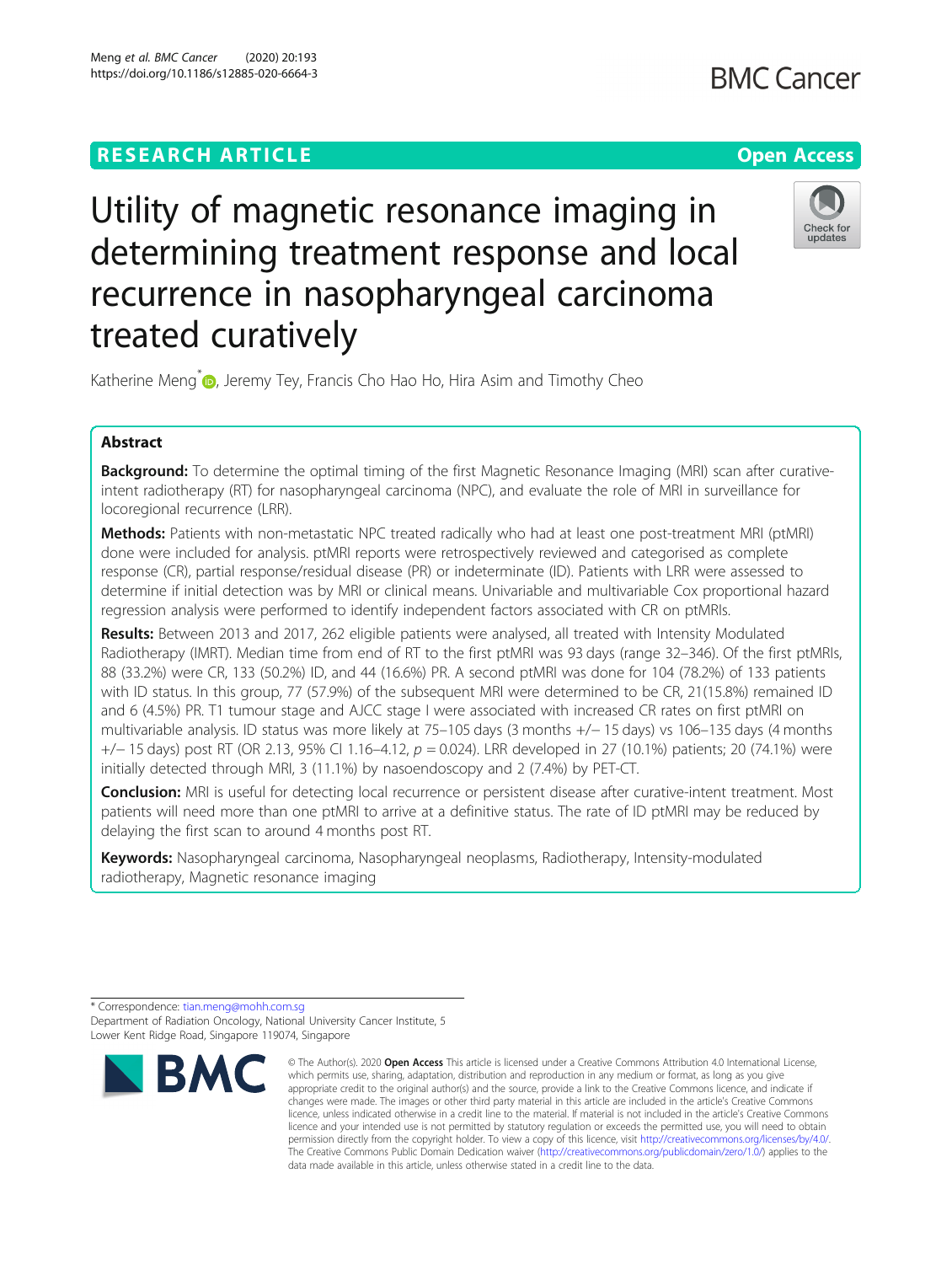RESEARCH ARTICLE

Open Access

# Utility of magnetic resonance imaging in determining treatment response and local recurrence in nasopharyngeal carcinoma treated curatively

Katherine Meng[*], Jeremy Tey, Francis Cho Hao Ho, Hira Asim and Timothy Cheo

## Abstract

**Background:** To determine the optimal timing of the first Magnetic Resonance Imaging (MRI) scan after curative-intent radiotherapy (RT) for nasopharyngeal carcinoma (NPC), and evaluate the role of MRI in surveillance for locoregional recurrence (LRR).

**Methods:** Patients with non-metastatic NPC treated radically who had at least one post-treatment MRI (ptMRI) done were included for analysis. ptMRI reports were retrospectively reviewed and categorised as complete response (CR), partial response/residual disease (PR) or indeterminate (ID). Patients with LRR were assessed to determine if initial detection was by MRI or clinical means. Univariable and multivariable Cox proportional hazard regression analysis were performed to identify independent factors associated with CR on ptMRIs.

**Results:** Between 2013 and 2017, 262 eligible patients were analysed, all treated with Intensity Modulated Radiotherapy (IMRT). Median time from end of RT to the first ptMRI was 93 days (range 32–346). Of the first ptMRIs, 88 (33.2%) were CR, 133 (50.2%) ID, and 44 (16.6%) PR. A second ptMRI was done for 104 (78.2%) of 133 patients with ID status. In this group, 77 (57.9%) of the subsequent MRI were determined to be CR, 21(15.8%) remained ID and 6 (4.5%) PR. T1 tumour stage and AJCC stage I were associated with increased CR rates on first ptMRI on multivariable analysis. ID status was more likely at 75–105 days (3 months +/− 15 days) vs 106–135 days (4 months +/− 15 days) post RT (OR 2.13, 95% CI 1.16–4.12, $p = 0.024$). LRR developed in 27 (10.1%) patients; 20 (74.1%) were initially detected through MRI, 3 (11.1%) by nasoendoscopy and 2 (7.4%) by PET-CT.

**Conclusion:** MRI is useful for detecting local recurrence or persistent disease after curative-intent treatment. Most patients will need more than one ptMRI to arrive at a definitive status. The rate of ID ptMRI may be reduced by delaying the first scan to around 4 months post RT.

**Keywords:** Nasopharyngeal carcinoma, Nasopharyngeal neoplasms, Radiotherapy, Intensity-modulated radiotherapy, Magnetic resonance imaging

---

* Correspondence: tian.meng@mohh.com.sg
Department of Radiation Oncology, National University Cancer Institute, 5 Lower Kent Ridge Road, Singapore 119074, Singapore

© The Author(s). 2020 **Open Access** This article is licensed under a Creative Commons Attribution 4.0 International License, which permits use, sharing, adaptation, distribution and reproduction in any medium or format, as long as you give appropriate credit to the original author(s) and the source, provide a link to the Creative Commons licence, and indicate if changes were made. The images or other third party material in this article are included in the article's Creative Commons licence, unless indicated otherwise in a credit line to the material. If material is not included in the article's Creative Commons licence and your intended use is not permitted by statutory regulation or exceeds the permitted use, you will need to obtain permission directly from the copyright holder. To view a copy of this licence, visit http://creativecommons.org/licenses/by/4.0/. The Creative Commons Public Domain Dedication waiver (http://creativecommons.org/publicdomain/zero/1.0/) applies to the data made available in this article, unless otherwise stated in a credit line to the data.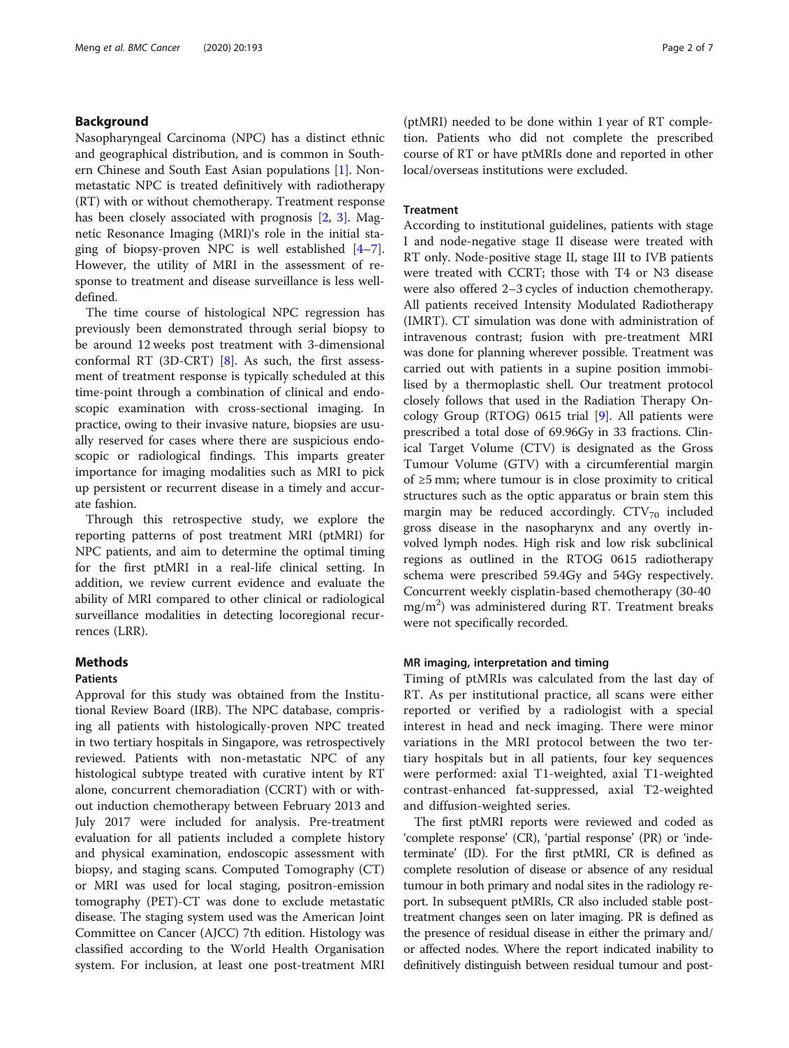## Background

Nasopharyngeal Carcinoma (NPC) has a distinct ethnic and geographical distribution, and is common in Southern Chinese and South East Asian populations [1]. Non-metastatic NPC is treated definitively with radiotherapy (RT) with or without chemotherapy. Treatment response has been closely associated with prognosis [2, 3]. Magnetic Resonance Imaging (MRI)'s role in the initial staging of biopsy-proven NPC is well established [4–7]. However, the utility of MRI in the assessment of response to treatment and disease surveillance is less well-defined.

The time course of histological NPC regression has previously been demonstrated through serial biopsy to be around 12 weeks post treatment with 3-dimensional conformal RT (3D-CRT) [8]. As such, the first assessment of treatment response is typically scheduled at this time-point through a combination of clinical and endoscopic examination with cross-sectional imaging. In practice, owing to their invasive nature, biopsies are usually reserved for cases where there are suspicious endoscopic or radiological findings. This imparts greater importance for imaging modalities such as MRI to pick up persistent or recurrent disease in a timely and accurate fashion.

Through this retrospective study, we explore the reporting patterns of post treatment MRI (ptMRI) for NPC patients, and aim to determine the optimal timing for the first ptMRI in a real-life clinical setting. In addition, we review current evidence and evaluate the ability of MRI compared to other clinical or radiological surveillance modalities in detecting locoregional recurrences (LRR).

## Methods

### Patients

Approval for this study was obtained from the Institutional Review Board (IRB). The NPC database, comprising all patients with histologically-proven NPC treated in two tertiary hospitals in Singapore, was retrospectively reviewed. Patients with non-metastatic NPC of any histological subtype treated with curative intent by RT alone, concurrent chemoradiation (CCRT) with or without induction chemotherapy between February 2013 and July 2017 were included for analysis. Pre-treatment evaluation for all patients included a complete history and physical examination, endoscopic assessment with biopsy, and staging scans. Computed Tomography (CT) or MRI was used for local staging, positron-emission tomography (PET)-CT was done to exclude metastatic disease. The staging system used was the American Joint Committee on Cancer (AJCC) 7th edition. Histology was classified according to the World Health Organisation system. For inclusion, at least one post-treatment MRI (ptMRI) needed to be done within 1 year of RT completion. Patients who did not complete the prescribed course of RT or have ptMRIs done and reported in other local/overseas institutions were excluded.

### Treatment

According to institutional guidelines, patients with stage I and node-negative stage II disease were treated with RT only. Node-positive stage II, stage III to IVB patients were treated with CCRT; those with T4 or N3 disease were also offered 2–3 cycles of induction chemotherapy. All patients received Intensity Modulated Radiotherapy (IMRT). CT simulation was done with administration of intravenous contrast; fusion with pre-treatment MRI was done for planning wherever possible. Treatment was carried out with patients in a supine position immobilised by a thermoplastic shell. Our treatment protocol closely follows that used in the Radiation Therapy Oncology Group (RTOG) 0615 trial [9]. All patients were prescribed a total dose of 69.96Gy in 33 fractions. Clinical Target Volume (CTV) is designated as the Gross Tumour Volume (GTV) with a circumferential margin of ≥5 mm; where tumour is in close proximity to critical structures such as the optic apparatus or brain stem this margin may be reduced accordingly. $CTV_{70}$ included gross disease in the nasopharynx and any overtly involved lymph nodes. High risk and low risk subclinical regions as outlined in the RTOG 0615 radiotherapy schema were prescribed 59.4Gy and 54Gy respectively. Concurrent weekly cisplatin-based chemotherapy (30-40 $mg/m^2$) was administered during RT. Treatment breaks were not specifically recorded.

### MR imaging, interpretation and timing

Timing of ptMRIs was calculated from the last day of RT. As per institutional practice, all scans were either reported or verified by a radiologist with a special interest in head and neck imaging. There were minor variations in the MRI protocol between the two tertiary hospitals but in all patients, four key sequences were performed: axial T1-weighted, axial T1-weighted contrast-enhanced fat-suppressed, axial T2-weighted and diffusion-weighted series.

The first ptMRI reports were reviewed and coded as 'complete response' (CR), 'partial response' (PR) or 'indeterminate' (ID). For the first ptMRI, CR is defined as complete resolution of disease or absence of any residual tumour in both primary and nodal sites in the radiology report. In subsequent ptMRIs, CR also included stable post-treatment changes seen on later imaging. PR is defined as the presence of residual disease in either the primary and/or affected nodes. Where the report indicated inability to definitively distinguish between residual tumour and post-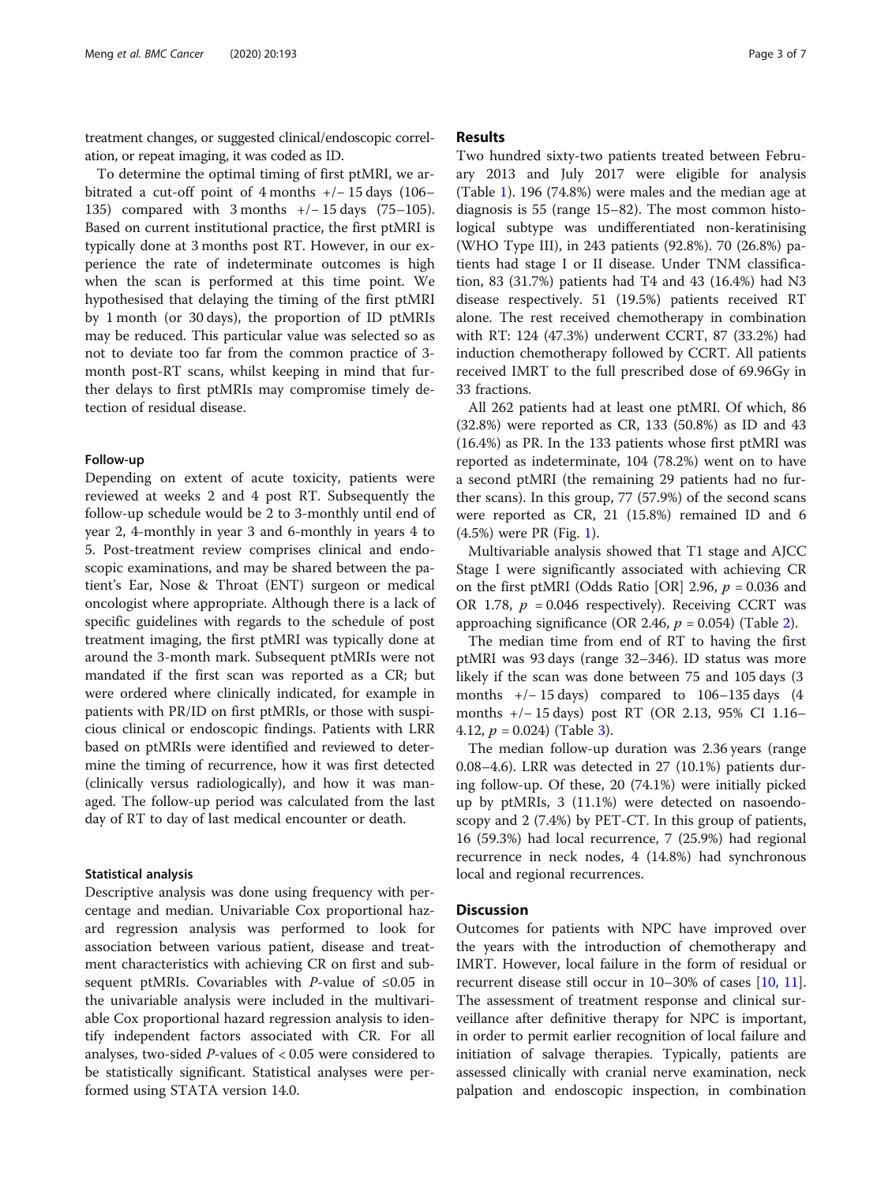treatment changes, or suggested clinical/endoscopic correlation, or repeat imaging, it was coded as ID.

To determine the optimal timing of first ptMRI, we arbitrated a cut-off point of 4 months +/− 15 days (106–135) compared with 3 months +/− 15 days (75–105). Based on current institutional practice, the first ptMRI is typically done at 3 months post RT. However, in our experience the rate of indeterminate outcomes is high when the scan is performed at this time point. We hypothesised that delaying the timing of the first ptMRI by 1 month (or 30 days), the proportion of ID ptMRIs may be reduced. This particular value was selected so as not to deviate too far from the common practice of 3-month post-RT scans, whilst keeping in mind that further delays to first ptMRIs may compromise timely detection of residual disease.

### Follow-up

Depending on extent of acute toxicity, patients were reviewed at weeks 2 and 4 post RT. Subsequently the follow-up schedule would be 2 to 3-monthly until end of year 2, 4-monthly in year 3 and 6-monthly in years 4 to 5. Post-treatment review comprises clinical and endoscopic examinations, and may be shared between the patient's Ear, Nose & Throat (ENT) surgeon or medical oncologist where appropriate. Although there is a lack of specific guidelines with regards to the schedule of post treatment imaging, the first ptMRI was typically done at around the 3-month mark. Subsequent ptMRIs were not mandated if the first scan was reported as a CR; but were ordered where clinically indicated, for example in patients with PR/ID on first ptMRIs, or those with suspicious clinical or endoscopic findings. Patients with LRR based on ptMRIs were identified and reviewed to determine the timing of recurrence, how it was first detected (clinically versus radiologically), and how it was managed. The follow-up period was calculated from the last day of RT to day of last medical encounter or death.

### Statistical analysis

Descriptive analysis was done using frequency with percentage and median. Univariable Cox proportional hazard regression analysis was performed to look for association between various patient, disease and treatment characteristics with achieving CR on first and subsequent ptMRIs. Covariables with *P*-value of ≤0.05 in the univariable analysis were included in the multivariable Cox proportional hazard regression analysis to identify independent factors associated with CR. For all analyses, two-sided *P*-values of < 0.05 were considered to be statistically significant. Statistical analyses were performed using STATA version 14.0.

## Results

Two hundred sixty-two patients treated between February 2013 and July 2017 were eligible for analysis (Table 1). 196 (74.8%) were males and the median age at diagnosis is 55 (range 15–82). The most common histological subtype was undifferentiated non-keratinising (WHO Type III), in 243 patients (92.8%). 70 (26.8%) patients had stage I or II disease. Under TNM classification, 83 (31.7%) patients had T4 and 43 (16.4%) had N3 disease respectively. 51 (19.5%) patients received RT alone. The rest received chemotherapy in combination with RT: 124 (47.3%) underwent CCRT, 87 (33.2%) had induction chemotherapy followed by CCRT. All patients received IMRT to the full prescribed dose of 69.96Gy in 33 fractions.

All 262 patients had at least one ptMRI. Of which, 86 (32.8%) were reported as CR, 133 (50.8%) as ID and 43 (16.4%) as PR. In the 133 patients whose first ptMRI was reported as indeterminate, 104 (78.2%) went on to have a second ptMRI (the remaining 29 patients had no further scans). In this group, 77 (57.9%) of the second scans were reported as CR, 21 (15.8%) remained ID and 6 (4.5%) were PR (Fig. 1).

Multivariable analysis showed that T1 stage and AJCC Stage I were significantly associated with achieving CR on the first ptMRI (Odds Ratio [OR] 2.96, $p$ = 0.036 and OR 1.78, $p$ = 0.046 respectively). Receiving CCRT was approaching significance (OR 2.46, $p$ = 0.054) (Table 2).

The median time from end of RT to having the first ptMRI was 93 days (range 32–346). ID status was more likely if the scan was done between 75 and 105 days (3 months +/− 15 days) compared to 106–135 days (4 months +/− 15 days) post RT (OR 2.13, 95% CI 1.16–4.12, $p$ = 0.024) (Table 3).

The median follow-up duration was 2.36 years (range 0.08–4.6). LRR was detected in 27 (10.1%) patients during follow-up. Of these, 20 (74.1%) were initially picked up by ptMRIs, 3 (11.1%) were detected on nasoendoscopy and 2 (7.4%) by PET-CT. In this group of patients, 16 (59.3%) had local recurrence, 7 (25.9%) had regional recurrence in neck nodes, 4 (14.8%) had synchronous local and regional recurrences.

## Discussion

Outcomes for patients with NPC have improved over the years with the introduction of chemotherapy and IMRT. However, local failure in the form of residual or recurrent disease still occur in 10–30% of cases [10, 11]. The assessment of treatment response and clinical surveillance after definitive therapy for NPC is important, in order to permit earlier recognition of local failure and initiation of salvage therapies. Typically, patients are assessed clinically with cranial nerve examination, neck palpation and endoscopic inspection, in combination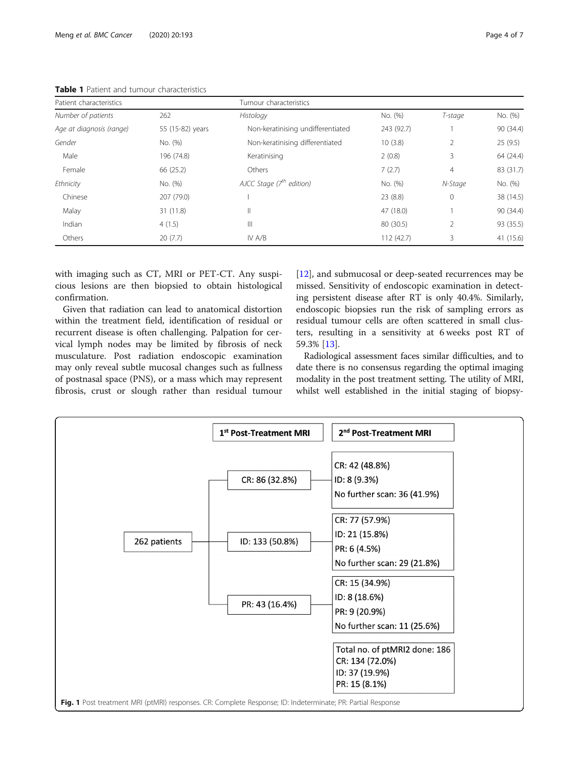**Table 1** Patient and tumour characteristics

| Patient characteristics | | Tumour characteristics | | | |
|---|---|---|---|---|---|
| *Number of patients* | 262 | *Histology* | No. (%) | *T-stage* | No. (%) |
| *Age at diagnosis (range)* | 55 (15-82) years | Non-keratinising undifferentiated | 243 (92.7) | 1 | 90 (34.4) |
| *Gender* | No. (%) | Non-keratinising differentiated | 10 (3.8) | 2 | 25 (9.5) |
| Male | 196 (74.8) | Keratinising | 2 (0.8) | 3 | 64 (24.4) |
| Female | 66 (25.2) | Others | 7 (2.7) | 4 | 83 (31.7) |
| *Ethnicity* | No. (%) | *AJCC Stage (7th edition)* | No. (%) | *N-Stage* | No. (%) |
| Chinese | 207 (79.0) | I | 23 (8.8) | 0 | 38 (14.5) |
| Malay | 31 (11.8) | II | 47 (18.0) | 1 | 90 (34.4) |
| Indian | 4 (1.5) | III | 80 (30.5) | 2 | 93 (35.5) |
| Others | 20 (7.7) | IV A/B | 112 (42.7) | 3 | 41 (15.6) |

with imaging such as CT, MRI or PET-CT. Any suspicious lesions are then biopsied to obtain histological confirmation.

Given that radiation can lead to anatomical distortion within the treatment field, identification of residual or recurrent disease is often challenging. Palpation for cervical lymph nodes may be limited by fibrosis of neck musculature. Post radiation endoscopic examination may only reveal subtle mucosal changes such as fullness of postnasal space (PNS), or a mass which may represent fibrosis, crust or slough rather than residual tumour [12], and submucosal or deep-seated recurrences may be missed. Sensitivity of endoscopic examination in detecting persistent disease after RT is only 40.4%. Similarly, endoscopic biopsies run the risk of sampling errors as residual tumour cells are often scattered in small clusters, resulting in a sensitivity at 6 weeks post RT of 59.3% [13].

Radiological assessment faces similar difficulties, and to date there is no consensus regarding the optimal imaging modality in the post treatment setting. The utility of MRI, whilst well established in the initial staging of biopsy-

| | 1st Post-Treatment MRI | 2nd Post-Treatment MRI |
|---|---|---|
| 262 patients | CR: 86 (32.8%) | CR: 42 (48.8%)<br>ID: 8 (9.3%)<br>No further scan: 36 (41.9%) |
| | ID: 133 (50.8%) | CR: 77 (57.9%)<br>ID: 21 (15.8%)<br>PR: 6 (4.5%)<br>No further scan: 29 (21.8%) |
| | PR: 43 (16.4%) | CR: 15 (34.9%)<br>ID: 8 (18.6%)<br>PR: 9 (20.9%)<br>No further scan: 11 (25.6%) |
| | | Total no. of ptMRI2 done: 186<br>CR: 134 (72.0%)<br>ID: 37 (19.9%)<br>PR: 15 (8.1%) |

**Fig. 1** Post treatment MRI (ptMRI) responses. CR: Complete Response; ID: Indeterminate; PR: Partial Response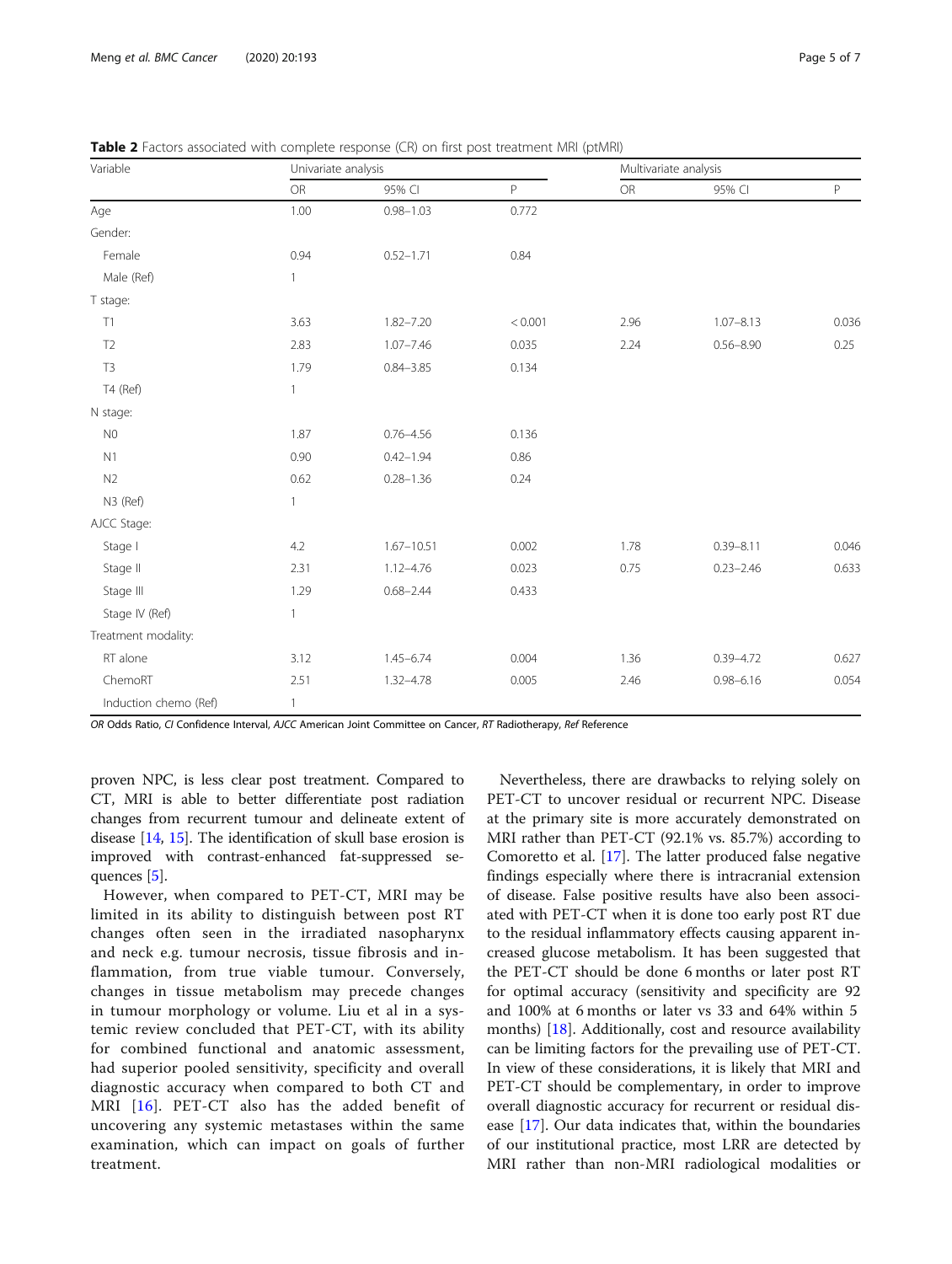**Table 2** Factors associated with complete response (CR) on first post treatment MRI (ptMRI)

| Variable | Univariate analysis | | | Multivariate analysis | | |
|---|---|---|---|---|---|---|
| | OR | 95% CI | P | OR | 95% CI | P |
| Age | 1.00 | 0.98–1.03 | 0.772 | | | |
| Gender: | | | | | | |
| Female | 0.94 | 0.52–1.71 | 0.84 | | | |
| Male (Ref) | 1 | | | | | |
| T stage: | | | | | | |
| T1 | 3.63 | 1.82–7.20 | < 0.001 | 2.96 | 1.07–8.13 | 0.036 |
| T2 | 2.83 | 1.07–7.46 | 0.035 | 2.24 | 0.56–8.90 | 0.25 |
| T3 | 1.79 | 0.84–3.85 | 0.134 | | | |
| T4 (Ref) | 1 | | | | | |
| N stage: | | | | | | |
| N0 | 1.87 | 0.76–4.56 | 0.136 | | | |
| N1 | 0.90 | 0.42–1.94 | 0.86 | | | |
| N2 | 0.62 | 0.28–1.36 | 0.24 | | | |
| N3 (Ref) | 1 | | | | | |
| AJCC Stage: | | | | | | |
| Stage I | 4.2 | 1.67–10.51 | 0.002 | 1.78 | 0.39–8.11 | 0.046 |
| Stage II | 2.31 | 1.12–4.76 | 0.023 | 0.75 | 0.23–2.46 | 0.633 |
| Stage III | 1.29 | 0.68–2.44 | 0.433 | | | |
| Stage IV (Ref) | 1 | | | | | |
| Treatment modality: | | | | | | |
| RT alone | 3.12 | 1.45–6.74 | 0.004 | 1.36 | 0.39–4.72 | 0.627 |
| ChemoRT | 2.51 | 1.32–4.78 | 0.005 | 2.46 | 0.98–6.16 | 0.054 |
| Induction chemo (Ref) | 1 | | | | | |

*OR* Odds Ratio, *CI* Confidence Interval, *AJCC* American Joint Committee on Cancer, *RT* Radiotherapy, *Ref* Reference

proven NPC, is less clear post treatment. Compared to CT, MRI is able to better differentiate post radiation changes from recurrent tumour and delineate extent of disease [14, 15]. The identification of skull base erosion is improved with contrast-enhanced fat-suppressed sequences [5].

However, when compared to PET-CT, MRI may be limited in its ability to distinguish between post RT changes often seen in the irradiated nasopharynx and neck e.g. tumour necrosis, tissue fibrosis and inflammation, from true viable tumour. Conversely, changes in tissue metabolism may precede changes in tumour morphology or volume. Liu et al in a systemic review concluded that PET-CT, with its ability for combined functional and anatomic assessment, had superior pooled sensitivity, specificity and overall diagnostic accuracy when compared to both CT and MRI [16]. PET-CT also has the added benefit of uncovering any systemic metastases within the same examination, which can impact on goals of further treatment.

Nevertheless, there are drawbacks to relying solely on PET-CT to uncover residual or recurrent NPC. Disease at the primary site is more accurately demonstrated on MRI rather than PET-CT (92.1% vs. 85.7%) according to Comoretto et al. [17]. The latter produced false negative findings especially where there is intracranial extension of disease. False positive results have also been associated with PET-CT when it is done too early post RT due to the residual inflammatory effects causing apparent increased glucose metabolism. It has been suggested that the PET-CT should be done 6 months or later post RT for optimal accuracy (sensitivity and specificity are 92 and 100% at 6 months or later vs 33 and 64% within 5 months) [18]. Additionally, cost and resource availability can be limiting factors for the prevailing use of PET-CT. In view of these considerations, it is likely that MRI and PET-CT should be complementary, in order to improve overall diagnostic accuracy for recurrent or residual disease [17]. Our data indicates that, within the boundaries of our institutional practice, most LRR are detected by MRI rather than non-MRI radiological modalities or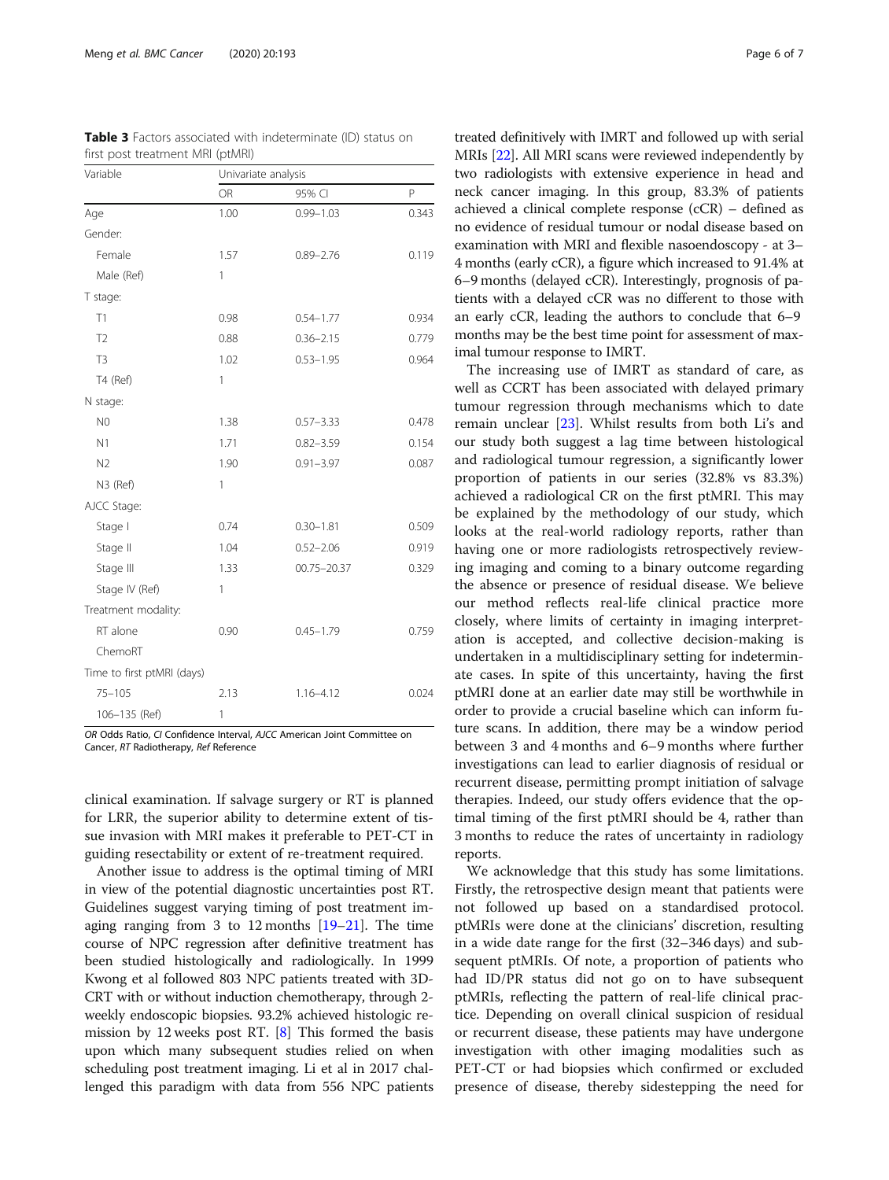**Table 3** Factors associated with indeterminate (ID) status on first post treatment MRI (ptMRI)

| Variable | Univariate analysis | | |
|---|---|---|---|
| | OR | 95% CI | P |
| Age | 1.00 | 0.99–1.03 | 0.343 |
| Gender: | | | |
| Female | 1.57 | 0.89–2.76 | 0.119 |
| Male (Ref) | 1 | | |
| T stage: | | | |
| T1 | 0.98 | 0.54–1.77 | 0.934 |
| T2 | 0.88 | 0.36–2.15 | 0.779 |
| T3 | 1.02 | 0.53–1.95 | 0.964 |
| T4 (Ref) | 1 | | |
| N stage: | | | |
| N0 | 1.38 | 0.57–3.33 | 0.478 |
| N1 | 1.71 | 0.82–3.59 | 0.154 |
| N2 | 1.90 | 0.91–3.97 | 0.087 |
| N3 (Ref) | 1 | | |
| AJCC Stage: | | | |
| Stage I | 0.74 | 0.30–1.81 | 0.509 |
| Stage II | 1.04 | 0.52–2.06 | 0.919 |
| Stage III | 1.33 | 00.75–20.37 | 0.329 |
| Stage IV (Ref) | 1 | | |
| Treatment modality: | | | |
| RT alone | 0.90 | 0.45–1.79 | 0.759 |
| ChemoRT | | | |
| Time to first ptMRI (days) | | | |
| 75–105 | 2.13 | 1.16–4.12 | 0.024 |
| 106–135 (Ref) | 1 | | |

*OR* Odds Ratio, *CI* Confidence Interval, *AJCC* American Joint Committee on Cancer, *RT* Radiotherapy, *Ref* Reference

clinical examination. If salvage surgery or RT is planned for LRR, the superior ability to determine extent of tissue invasion with MRI makes it preferable to PET-CT in guiding resectability or extent of re-treatment required.

Another issue to address is the optimal timing of MRI in view of the potential diagnostic uncertainties post RT. Guidelines suggest varying timing of post treatment imaging ranging from 3 to 12 months [19–21]. The time course of NPC regression after definitive treatment has been studied histologically and radiologically. In 1999 Kwong et al followed 803 NPC patients treated with 3D-CRT with or without induction chemotherapy, through 2-weekly endoscopic biopsies. 93.2% achieved histologic remission by 12 weeks post RT. [8] This formed the basis upon which many subsequent studies relied on when scheduling post treatment imaging. Li et al in 2017 challenged this paradigm with data from 556 NPC patients treated definitively with IMRT and followed up with serial MRIs [22]. All MRI scans were reviewed independently by two radiologists with extensive experience in head and neck cancer imaging. In this group, 83.3% of patients achieved a clinical complete response (cCR) – defined as no evidence of residual tumour or nodal disease based on examination with MRI and flexible nasoendoscopy - at 3–4 months (early cCR), a figure which increased to 91.4% at 6–9 months (delayed cCR). Interestingly, prognosis of patients with a delayed cCR was no different to those with an early cCR, leading the authors to conclude that 6–9 months may be the best time point for assessment of maximal tumour response to IMRT.

The increasing use of IMRT as standard of care, as well as CCRT has been associated with delayed primary tumour regression through mechanisms which to date remain unclear [23]. Whilst results from both Li's and our study both suggest a lag time between histological and radiological tumour regression, a significantly lower proportion of patients in our series (32.8% vs 83.3%) achieved a radiological CR on the first ptMRI. This may be explained by the methodology of our study, which looks at the real-world radiology reports, rather than having one or more radiologists retrospectively reviewing imaging and coming to a binary outcome regarding the absence or presence of residual disease. We believe our method reflects real-life clinical practice more closely, where limits of certainty in imaging interpretation is accepted, and collective decision-making is undertaken in a multidisciplinary setting for indeterminate cases. In spite of this uncertainty, having the first ptMRI done at an earlier date may still be worthwhile in order to provide a crucial baseline which can inform future scans. In addition, there may be a window period between 3 and 4 months and 6–9 months where further investigations can lead to earlier diagnosis of residual or recurrent disease, permitting prompt initiation of salvage therapies. Indeed, our study offers evidence that the optimal timing of the first ptMRI should be 4, rather than 3 months to reduce the rates of uncertainty in radiology reports.

We acknowledge that this study has some limitations. Firstly, the retrospective design meant that patients were not followed up based on a standardised protocol. ptMRIs were done at the clinicians' discretion, resulting in a wide date range for the first (32–346 days) and subsequent ptMRIs. Of note, a proportion of patients who had ID/PR status did not go on to have subsequent ptMRIs, reflecting the pattern of real-life clinical practice. Depending on overall clinical suspicion of residual or recurrent disease, these patients may have undergone investigation with other imaging modalities such as PET-CT or had biopsies which confirmed or excluded presence of disease, thereby sidestepping the need for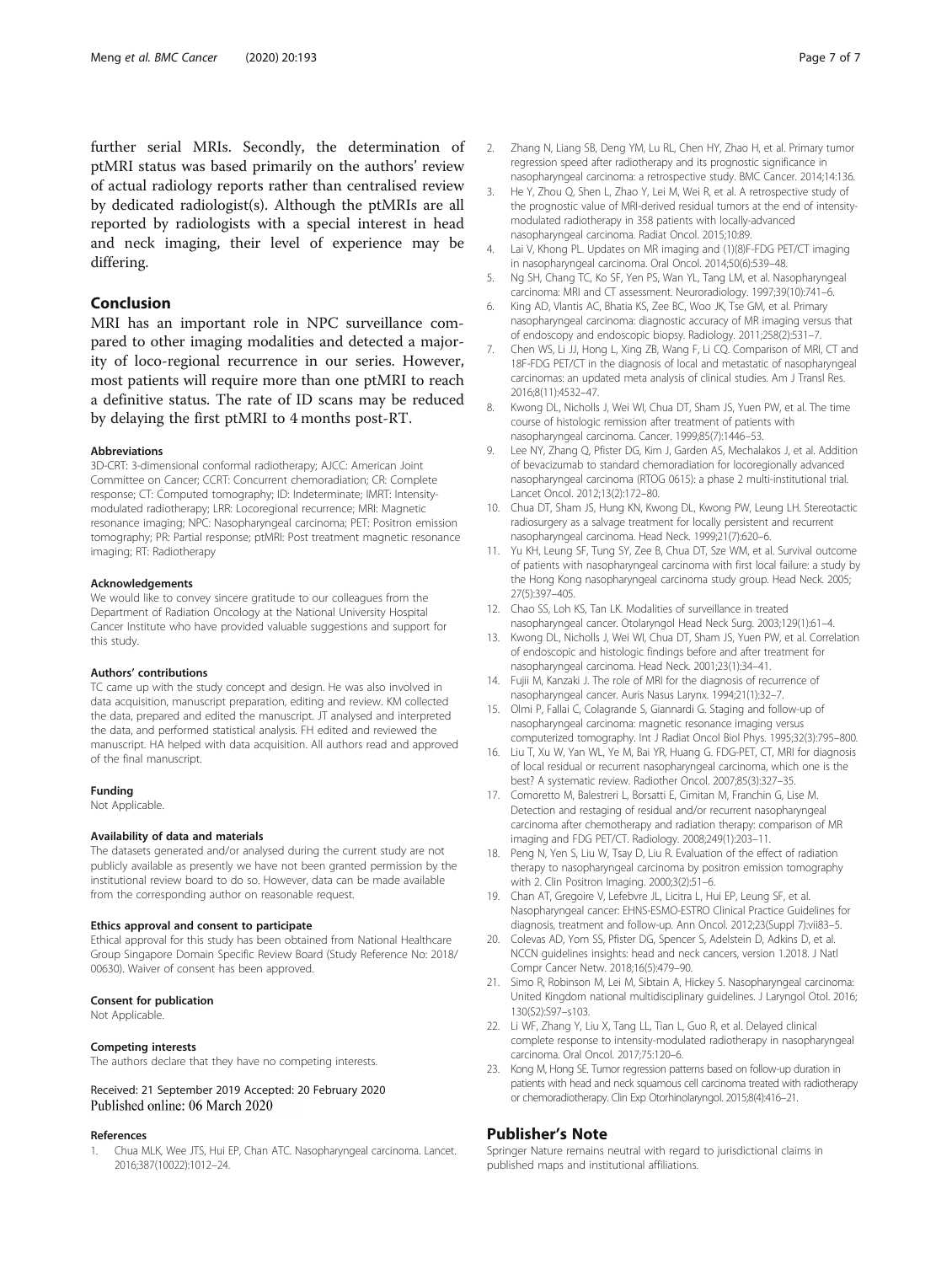further serial MRIs. Secondly, the determination of ptMRI status was based primarily on the authors' review of actual radiology reports rather than centralised review by dedicated radiologist(s). Although the ptMRIs are all reported by radiologists with a special interest in head and neck imaging, their level of experience may be differing.

## Conclusion

MRI has an important role in NPC surveillance compared to other imaging modalities and detected a majority of loco-regional recurrence in our series. However, most patients will require more than one ptMRI to reach a definitive status. The rate of ID scans may be reduced by delaying the first ptMRI to 4 months post-RT.

#### Abbreviations

3D-CRT: 3-dimensional conformal radiotherapy; AJCC: American Joint Committee on Cancer; CCRT: Concurrent chemoradiation; CR: Complete response; CT: Computed tomography; ID: Indeterminate; IMRT: Intensity-modulated radiotherapy; LRR: Locoregional recurrence; MRI: Magnetic resonance imaging; NPC: Nasopharyngeal carcinoma; PET: Positron emission tomography; PR: Partial response; ptMRI: Post treatment magnetic resonance imaging; RT: Radiotherapy

#### Acknowledgements

We would like to convey sincere gratitude to our colleagues from the Department of Radiation Oncology at the National University Hospital Cancer Institute who have provided valuable suggestions and support for this study.

#### Authors' contributions

TC came up with the study concept and design. He was also involved in data acquisition, manuscript preparation, editing and review. KM collected the data, prepared and edited the manuscript. JT analysed and interpreted the data, and performed statistical analysis. FH edited and reviewed the manuscript. HA helped with data acquisition. All authors read and approved of the final manuscript.

#### Funding

Not Applicable.

#### Availability of data and materials

The datasets generated and/or analysed during the current study are not publicly available as presently we have not been granted permission by the institutional review board to do so. However, data can be made available from the corresponding author on reasonable request.

#### Ethics approval and consent to participate

Ethical approval for this study has been obtained from National Healthcare Group Singapore Domain Specific Review Board (Study Reference No: 2018/00630). Waiver of consent has been approved.

#### Consent for publication

Not Applicable.

#### Competing interests

The authors declare that they have no competing interests.

Received: 21 September 2019 Accepted: 20 February 2020
Published online: 06 March 2020

#### References

1. Chua MLK, Wee JTS, Hui EP, Chan ATC. Nasopharyngeal carcinoma. Lancet. 2016;387(10022):1012–24.
2. Zhang N, Liang SB, Deng YM, Lu RL, Chen HY, Zhao H, et al. Primary tumor regression speed after radiotherapy and its prognostic significance in nasopharyngeal carcinoma: a retrospective study. BMC Cancer. 2014;14:136.
3. He Y, Zhou Q, Shen L, Zhao Y, Lei M, Wei R, et al. A retrospective study of the prognostic value of MRI-derived residual tumors at the end of intensity-modulated radiotherapy in 358 patients with locally-advanced nasopharyngeal carcinoma. Radiat Oncol. 2015;10:89.
4. Lai V, Khong PL. Updates on MR imaging and (1)(8)F-FDG PET/CT imaging in nasopharyngeal carcinoma. Oral Oncol. 2014;50(6):539–48.
5. Ng SH, Chang TC, Ko SF, Yen PS, Wan YL, Tang LM, et al. Nasopharyngeal carcinoma: MRI and CT assessment. Neuroradiology. 1997;39(10):741–6.
6. King AD, Vlantis AC, Bhatia KS, Zee BC, Woo JK, Tse GM, et al. Primary nasopharyngeal carcinoma: diagnostic accuracy of MR imaging versus that of endoscopy and endoscopic biopsy. Radiology. 2011;258(2):531–7.
7. Chen WS, Li JJ, Hong L, Xing ZB, Wang F, Li CQ. Comparison of MRI, CT and 18F-FDG PET/CT in the diagnosis of local and metastatic of nasopharyngeal carcinomas: an updated meta analysis of clinical studies. Am J Transl Res. 2016;8(11):4532–47.
8. Kwong DL, Nicholls J, Wei WI, Chua DT, Sham JS, Yuen PW, et al. The time course of histologic remission after treatment of patients with nasopharyngeal carcinoma. Cancer. 1999;85(7):1446–53.
9. Lee NY, Zhang Q, Pfister DG, Kim J, Garden AS, Mechalakos J, et al. Addition of bevacizumab to standard chemoradiation for locoregionally advanced nasopharyngeal carcinoma (RTOG 0615): a phase 2 multi-institutional trial. Lancet Oncol. 2012;13(2):172–80.
10. Chua DT, Sham JS, Hung KN, Kwong DL, Kwong PW, Leung LH. Stereotactic radiosurgery as a salvage treatment for locally persistent and recurrent nasopharyngeal carcinoma. Head Neck. 1999;21(7):620–6.
11. Yu KH, Leung SF, Tung SY, Zee B, Chua DT, Sze WM, et al. Survival outcome of patients with nasopharyngeal carcinoma with first local failure: a study by the Hong Kong nasopharyngeal carcinoma study group. Head Neck. 2005;27(5):397–405.
12. Chao SS, Loh KS, Tan LK. Modalities of surveillance in treated nasopharyngeal cancer. Otolaryngol Head Neck Surg. 2003;129(1):61–4.
13. Kwong DL, Nicholls J, Wei WI, Chua DT, Sham JS, Yuen PW, et al. Correlation of endoscopic and histologic findings before and after treatment for nasopharyngeal carcinoma. Head Neck. 2001;23(1):34–41.
14. Fujii M, Kanzaki J. The role of MRI for the diagnosis of recurrence of nasopharyngeal cancer. Auris Nasus Larynx. 1994;21(1):32–7.
15. Olmi P, Fallai C, Colagrande S, Giannardi G. Staging and follow-up of nasopharyngeal carcinoma: magnetic resonance imaging versus computerized tomography. Int J Radiat Oncol Biol Phys. 1995;32(3):795–800.
16. Liu T, Xu W, Yan WL, Ye M, Bai YR, Huang G. FDG-PET, CT, MRI for diagnosis of local residual or recurrent nasopharyngeal carcinoma, which one is the best? A systematic review. Radiother Oncol. 2007;85(3):327–35.
17. Comoretto M, Balestreri L, Borsatti E, Cimitan M, Franchin G, Lise M. Detection and restaging of residual and/or recurrent nasopharyngeal carcinoma after chemotherapy and radiation therapy: comparison of MR imaging and FDG PET/CT. Radiology. 2008;249(1):203–11.
18. Peng N, Yen S, Liu W, Tsay D, Liu R. Evaluation of the effect of radiation therapy to nasopharyngeal carcinoma by positron emission tomography with 2. Clin Positron Imaging. 2000;3(2):51–6.
19. Chan AT, Gregoire V, Lefebvre JL, Licitra L, Hui EP, Leung SF, et al. Nasopharyngeal cancer: EHNS-ESMO-ESTRO Clinical Practice Guidelines for diagnosis, treatment and follow-up. Ann Oncol. 2012;23(Suppl 7):vii83–5.
20. Colevas AD, Yom SS, Pfister DG, Spencer S, Adelstein D, Adkins D, et al. NCCN guidelines insights: head and neck cancers, version 1.2018. J Natl Compr Cancer Netw. 2018;16(5):479–90.
21. Simo R, Robinson M, Lei M, Sibtain A, Hickey S. Nasopharyngeal carcinoma: United Kingdom national multidisciplinary guidelines. J Laryngol Otol. 2016;130(S2):S97–s103.
22. Li WF, Zhang Y, Liu X, Tang LL, Tian L, Guo R, et al. Delayed clinical complete response to intensity-modulated radiotherapy in nasopharyngeal carcinoma. Oral Oncol. 2017;75:120–6.
23. Kong M, Hong SE. Tumor regression patterns based on follow-up duration in patients with head and neck squamous cell carcinoma treated with radiotherapy or chemoradiotherapy. Clin Exp Otorhinolaryngol. 2015;8(4):416–21.

## Publisher's Note

Springer Nature remains neutral with regard to jurisdictional claims in published maps and institutional affiliations.